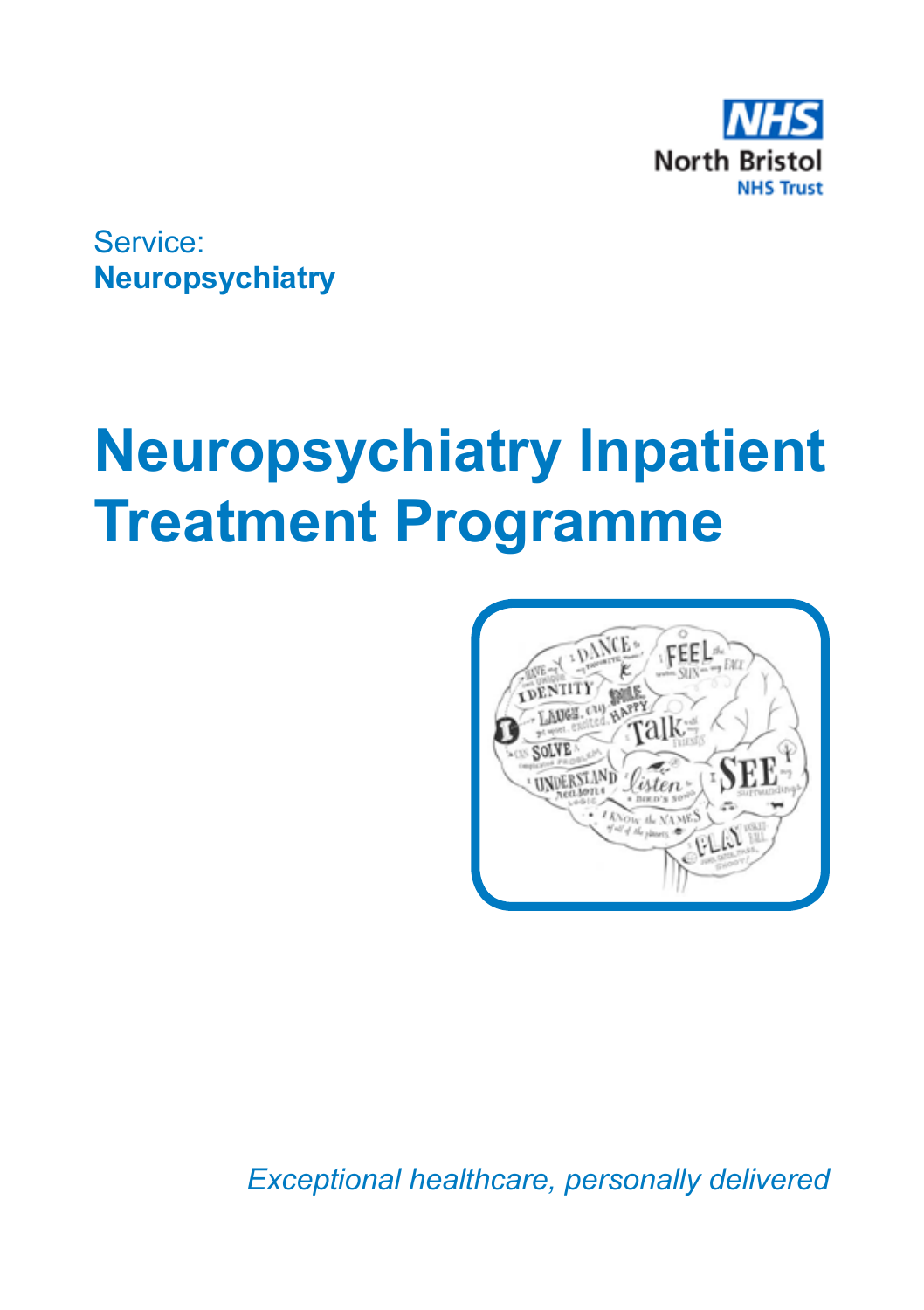NHS
North Bristol
NHS Trust

Service:
**Neuropsychiatry**

# Neuropsychiatry Inpatient Treatment Programme

*Exceptional healthcare, personally delivered*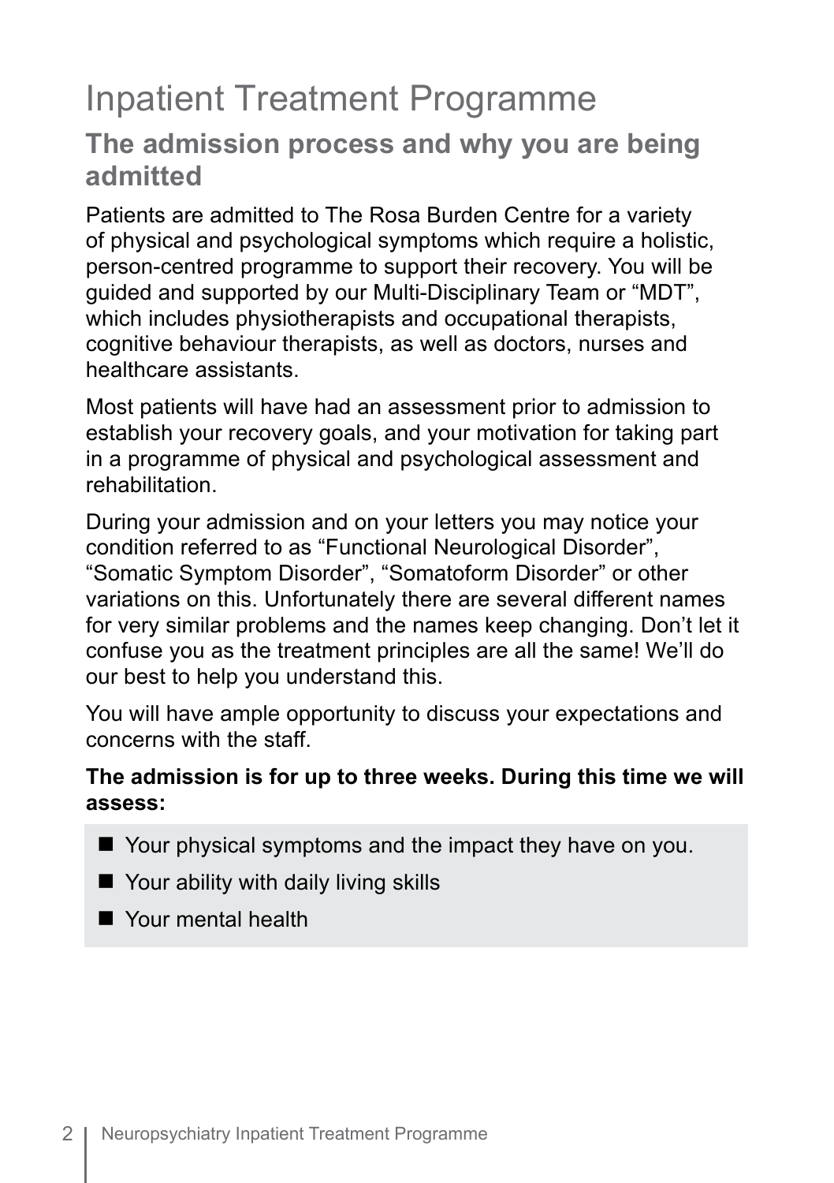# Inpatient Treatment Programme

## The admission process and why you are being admitted

Patients are admitted to The Rosa Burden Centre for a variety of physical and psychological symptoms which require a holistic, person-centred programme to support their recovery. You will be guided and supported by our Multi-Disciplinary Team or "MDT", which includes physiotherapists and occupational therapists, cognitive behaviour therapists, as well as doctors, nurses and healthcare assistants.

Most patients will have had an assessment prior to admission to establish your recovery goals, and your motivation for taking part in a programme of physical and psychological assessment and rehabilitation.

During your admission and on your letters you may notice your condition referred to as "Functional Neurological Disorder", "Somatic Symptom Disorder", "Somatoform Disorder" or other variations on this. Unfortunately there are several different names for very similar problems and the names keep changing. Don't let it confuse you as the treatment principles are all the same! We'll do our best to help you understand this.

You will have ample opportunity to discuss your expectations and concerns with the staff.

**The admission is for up to three weeks. During this time we will assess:**

- Your physical symptoms and the impact they have on you.
- Your ability with daily living skills
- Your mental health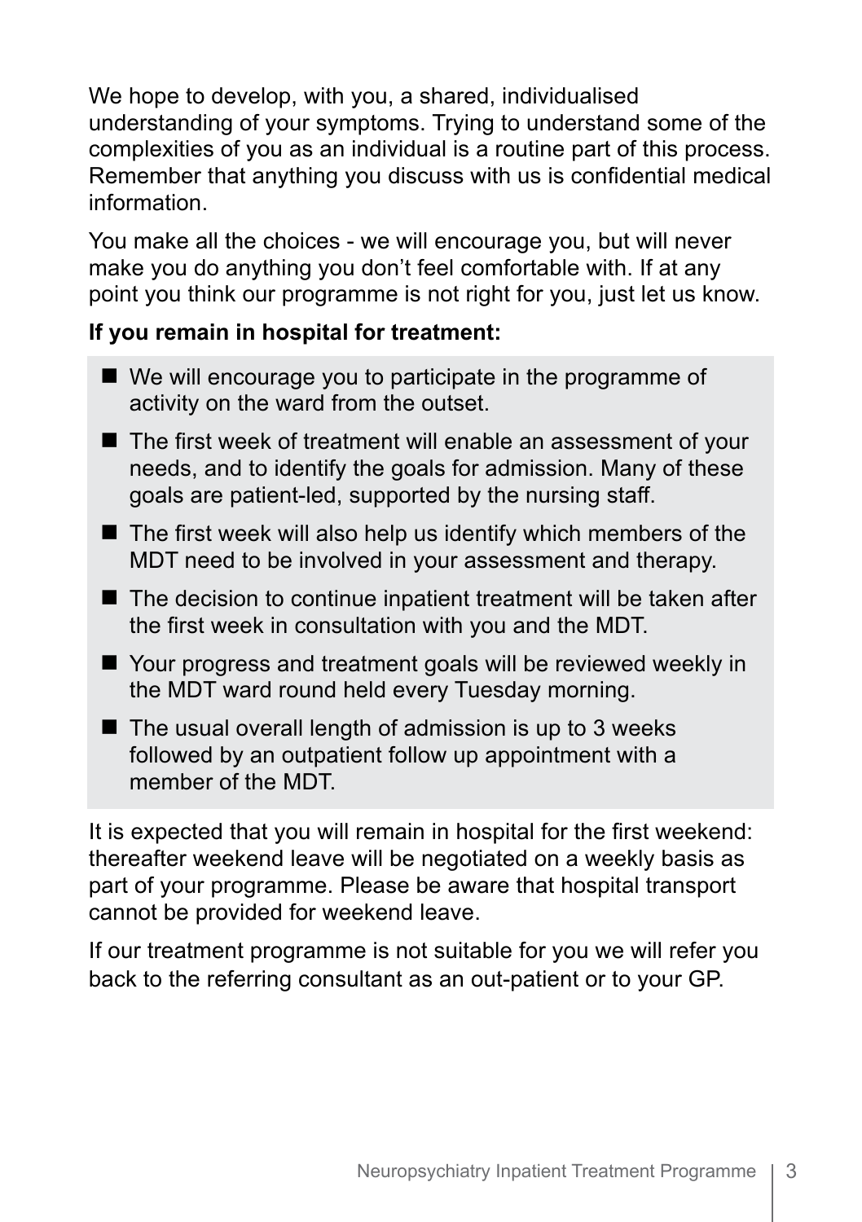We hope to develop, with you, a shared, individualised understanding of your symptoms. Trying to understand some of the complexities of you as an individual is a routine part of this process. Remember that anything you discuss with us is confidential medical information.

You make all the choices - we will encourage you, but will never make you do anything you don't feel comfortable with. If at any point you think our programme is not right for you, just let us know.

**If you remain in hospital for treatment:**

- We will encourage you to participate in the programme of activity on the ward from the outset.
- The first week of treatment will enable an assessment of your needs, and to identify the goals for admission. Many of these goals are patient-led, supported by the nursing staff.
- The first week will also help us identify which members of the MDT need to be involved in your assessment and therapy.
- The decision to continue inpatient treatment will be taken after the first week in consultation with you and the MDT.
- Your progress and treatment goals will be reviewed weekly in the MDT ward round held every Tuesday morning.
- The usual overall length of admission is up to 3 weeks followed by an outpatient follow up appointment with a member of the MDT.

It is expected that you will remain in hospital for the first weekend: thereafter weekend leave will be negotiated on a weekly basis as part of your programme. Please be aware that hospital transport cannot be provided for weekend leave.

If our treatment programme is not suitable for you we will refer you back to the referring consultant as an out-patient or to your GP.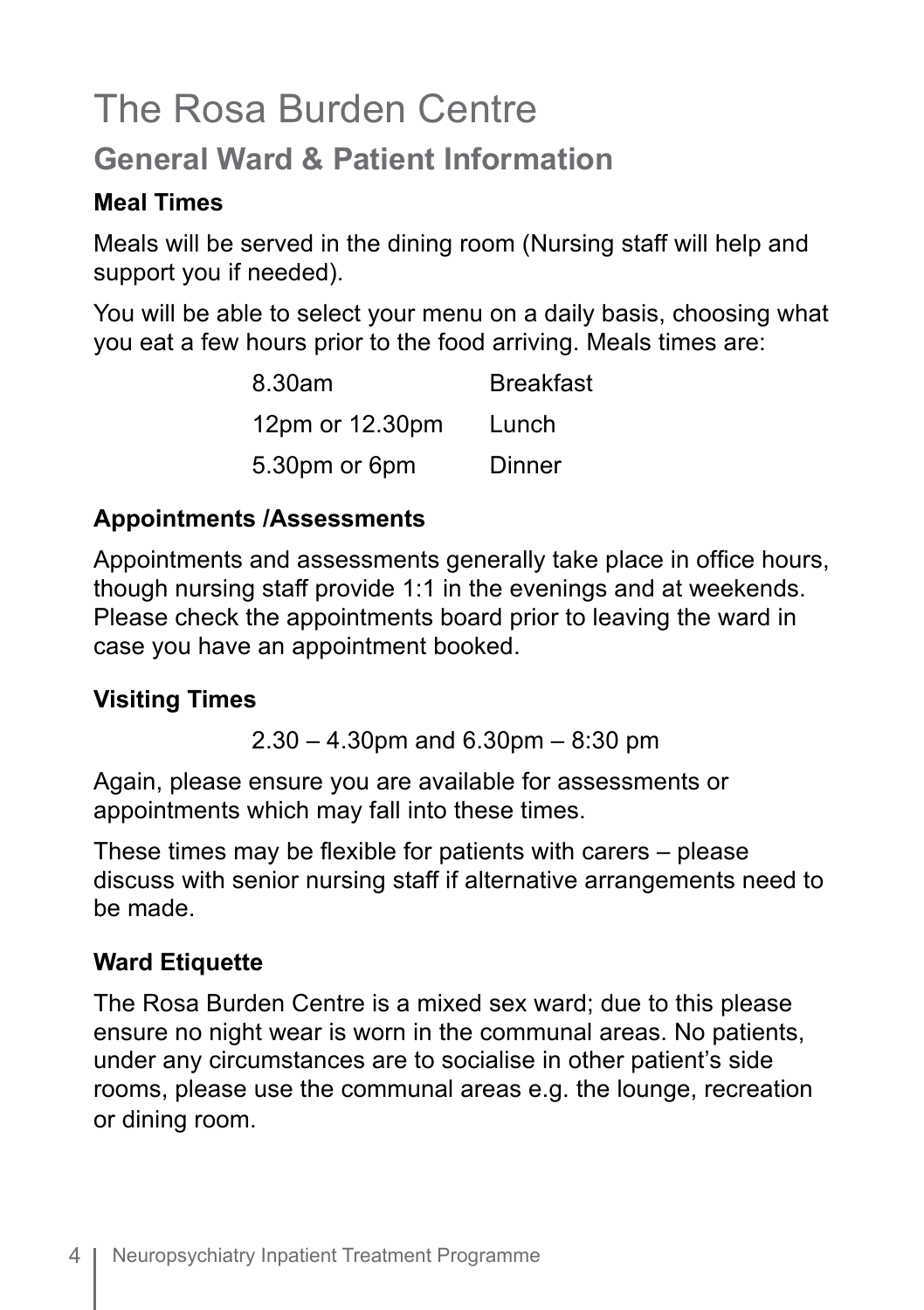# The Rosa Burden Centre

## General Ward & Patient Information

### Meal Times

Meals will be served in the dining room (Nursing staff will help and support you if needed).

You will be able to select your menu on a daily basis, choosing what you eat a few hours prior to the food arriving. Meals times are:

| | |
|---|---|
| 8.30am | Breakfast |
| 12pm or 12.30pm | Lunch |
| 5.30pm or 6pm | Dinner |

### Appointments /Assessments

Appointments and assessments generally take place in office hours, though nursing staff provide 1:1 in the evenings and at weekends. Please check the appointments board prior to leaving the ward in case you have an appointment booked.

### Visiting Times

2.30 – 4.30pm and 6.30pm – 8:30 pm

Again, please ensure you are available for assessments or appointments which may fall into these times.

These times may be flexible for patients with carers – please discuss with senior nursing staff if alternative arrangements need to be made.

### Ward Etiquette

The Rosa Burden Centre is a mixed sex ward; due to this please ensure no night wear is worn in the communal areas. No patients, under any circumstances are to socialise in other patient's side rooms, please use the communal areas e.g. the lounge, recreation or dining room.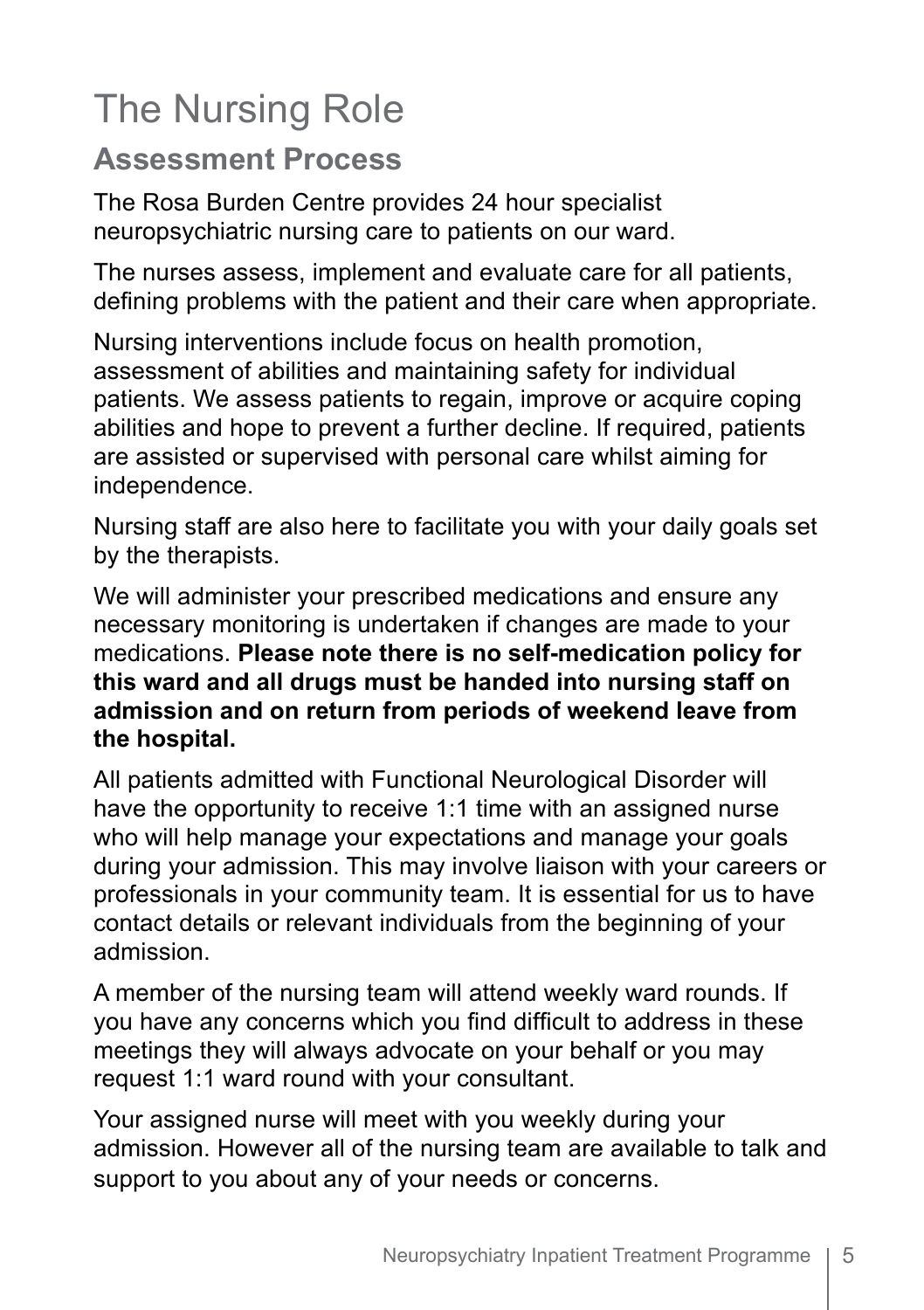# The Nursing Role

## Assessment Process

The Rosa Burden Centre provides 24 hour specialist neuropsychiatric nursing care to patients on our ward.

The nurses assess, implement and evaluate care for all patients, defining problems with the patient and their care when appropriate.

Nursing interventions include focus on health promotion, assessment of abilities and maintaining safety for individual patients. We assess patients to regain, improve or acquire coping abilities and hope to prevent a further decline. If required, patients are assisted or supervised with personal care whilst aiming for independence.

Nursing staff are also here to facilitate you with your daily goals set by the therapists.

We will administer your prescribed medications and ensure any necessary monitoring is undertaken if changes are made to your medications. **Please note there is no self-medication policy for this ward and all drugs must be handed into nursing staff on admission and on return from periods of weekend leave from the hospital.**

All patients admitted with Functional Neurological Disorder will have the opportunity to receive 1:1 time with an assigned nurse who will help manage your expectations and manage your goals during your admission. This may involve liaison with your careers or professionals in your community team. It is essential for us to have contact details or relevant individuals from the beginning of your admission.

A member of the nursing team will attend weekly ward rounds. If you have any concerns which you find difficult to address in these meetings they will always advocate on your behalf or you may request 1:1 ward round with your consultant.

Your assigned nurse will meet with you weekly during your admission. However all of the nursing team are available to talk and support to you about any of your needs or concerns.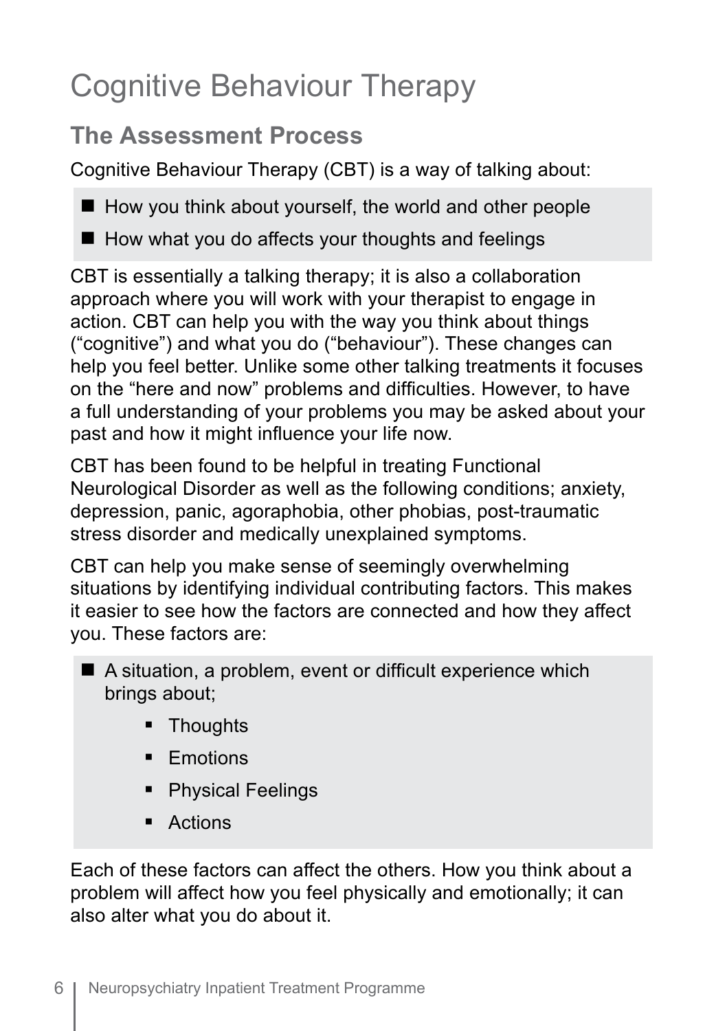# Cognitive Behaviour Therapy

## The Assessment Process

Cognitive Behaviour Therapy (CBT) is a way of talking about:

- How you think about yourself, the world and other people
- How what you do affects your thoughts and feelings

CBT is essentially a talking therapy; it is also a collaboration approach where you will work with your therapist to engage in action. CBT can help you with the way you think about things ("cognitive") and what you do ("behaviour"). These changes can help you feel better. Unlike some other talking treatments it focuses on the "here and now" problems and difficulties. However, to have a full understanding of your problems you may be asked about your past and how it might influence your life now.

CBT has been found to be helpful in treating Functional Neurological Disorder as well as the following conditions; anxiety, depression, panic, agoraphobia, other phobias, post-traumatic stress disorder and medically unexplained symptoms.

CBT can help you make sense of seemingly overwhelming situations by identifying individual contributing factors. This makes it easier to see how the factors are connected and how they affect you. These factors are:

- A situation, a problem, event or difficult experience which brings about;
    - Thoughts
    - Emotions
    - Physical Feelings
    - Actions

Each of these factors can affect the others. How you think about a problem will affect how you feel physically and emotionally; it can also alter what you do about it.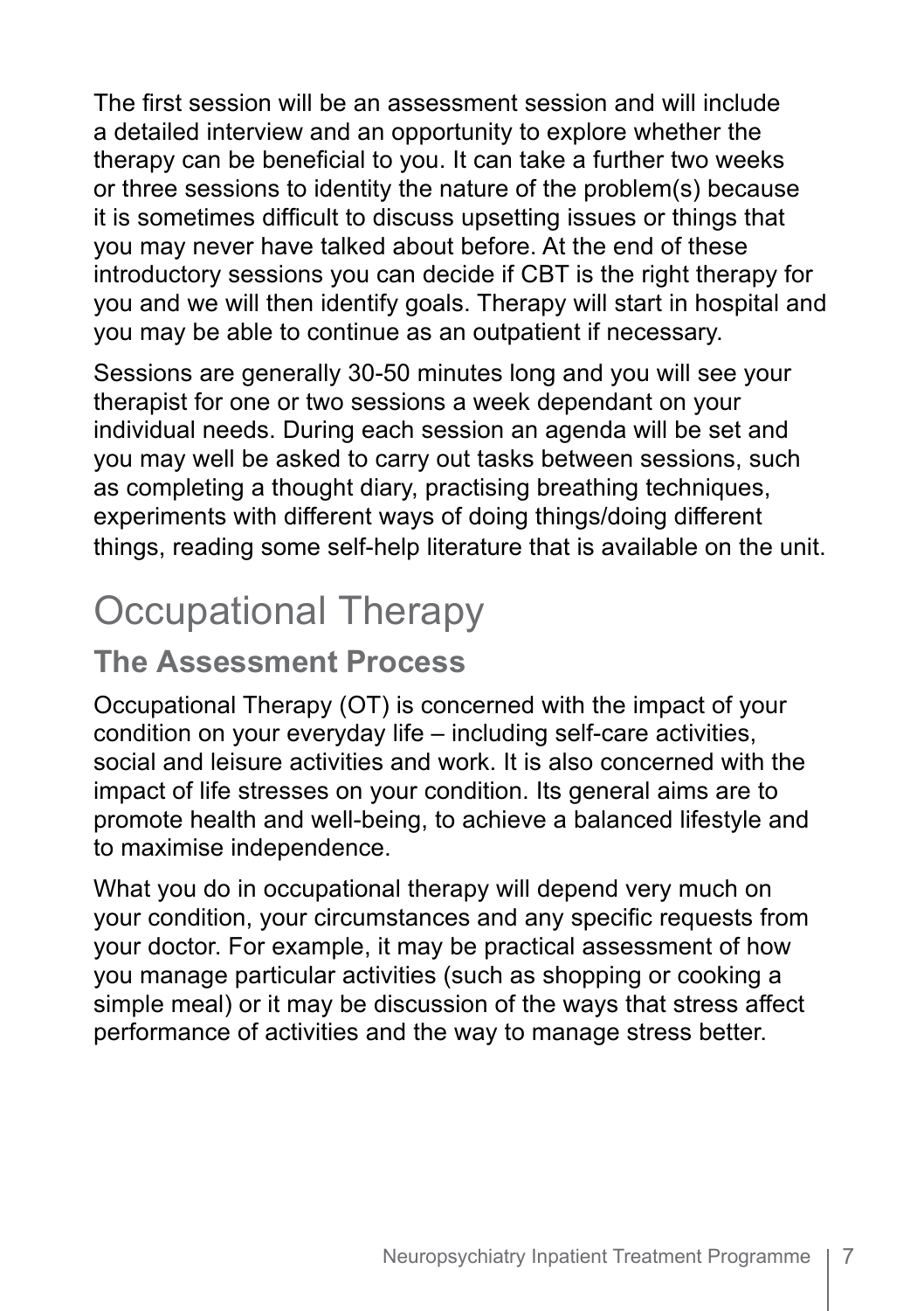The first session will be an assessment session and will include a detailed interview and an opportunity to explore whether the therapy can be beneficial to you. It can take a further two weeks or three sessions to identity the nature of the problem(s) because it is sometimes difficult to discuss upsetting issues or things that you may never have talked about before. At the end of these introductory sessions you can decide if CBT is the right therapy for you and we will then identify goals. Therapy will start in hospital and you may be able to continue as an outpatient if necessary.

Sessions are generally 30-50 minutes long and you will see your therapist for one or two sessions a week dependant on your individual needs. During each session an agenda will be set and you may well be asked to carry out tasks between sessions, such as completing a thought diary, practising breathing techniques, experiments with different ways of doing things/doing different things, reading some self-help literature that is available on the unit.

# Occupational Therapy

## The Assessment Process

Occupational Therapy (OT) is concerned with the impact of your condition on your everyday life – including self-care activities, social and leisure activities and work. It is also concerned with the impact of life stresses on your condition. Its general aims are to promote health and well-being, to achieve a balanced lifestyle and to maximise independence.

What you do in occupational therapy will depend very much on your condition, your circumstances and any specific requests from your doctor. For example, it may be practical assessment of how you manage particular activities (such as shopping or cooking a simple meal) or it may be discussion of the ways that stress affect performance of activities and the way to manage stress better.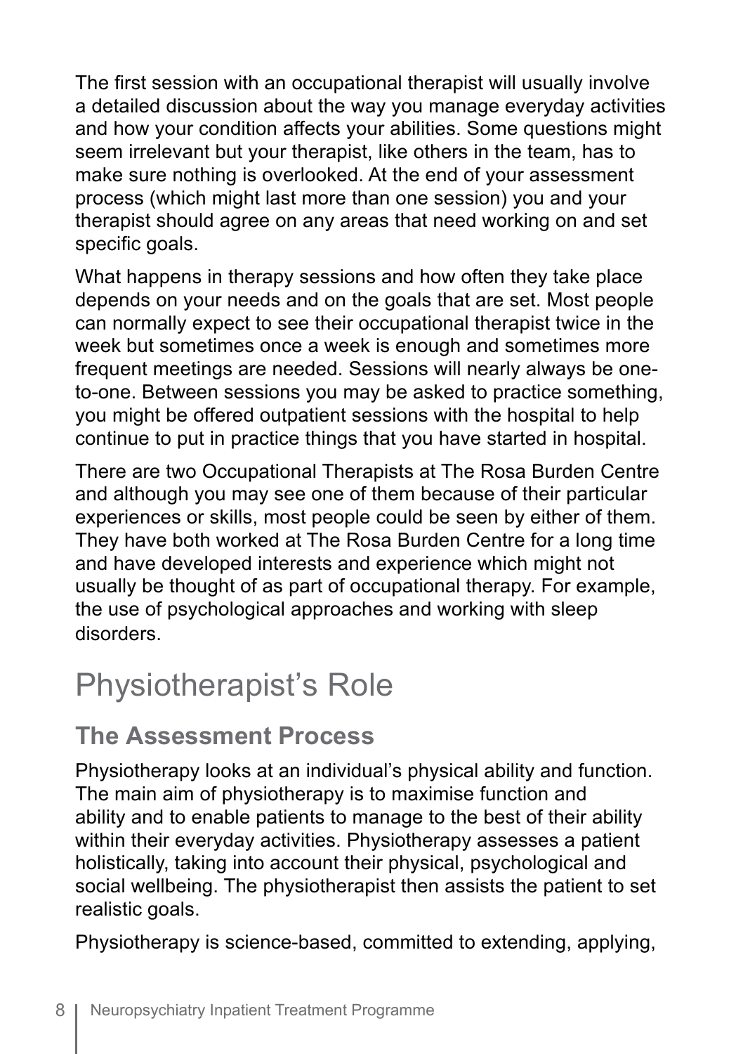The first session with an occupational therapist will usually involve a detailed discussion about the way you manage everyday activities and how your condition affects your abilities. Some questions might seem irrelevant but your therapist, like others in the team, has to make sure nothing is overlooked. At the end of your assessment process (which might last more than one session) you and your therapist should agree on any areas that need working on and set specific goals.

What happens in therapy sessions and how often they take place depends on your needs and on the goals that are set. Most people can normally expect to see their occupational therapist twice in the week but sometimes once a week is enough and sometimes more frequent meetings are needed. Sessions will nearly always be one-to-one. Between sessions you may be asked to practice something, you might be offered outpatient sessions with the hospital to help continue to put in practice things that you have started in hospital.

There are two Occupational Therapists at The Rosa Burden Centre and although you may see one of them because of their particular experiences or skills, most people could be seen by either of them. They have both worked at The Rosa Burden Centre for a long time and have developed interests and experience which might not usually be thought of as part of occupational therapy. For example, the use of psychological approaches and working with sleep disorders.

# Physiotherapist's Role

## The Assessment Process

Physiotherapy looks at an individual's physical ability and function. The main aim of physiotherapy is to maximise function and ability and to enable patients to manage to the best of their ability within their everyday activities. Physiotherapy assesses a patient holistically, taking into account their physical, psychological and social wellbeing. The physiotherapist then assists the patient to set realistic goals.

Physiotherapy is science-based, committed to extending, applying,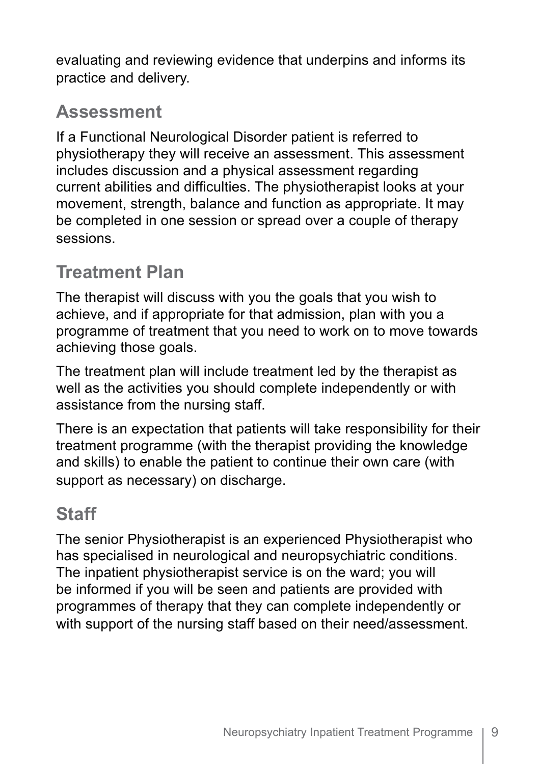evaluating and reviewing evidence that underpins and informs its practice and delivery.

## Assessment

If a Functional Neurological Disorder patient is referred to physiotherapy they will receive an assessment. This assessment includes discussion and a physical assessment regarding current abilities and difficulties. The physiotherapist looks at your movement, strength, balance and function as appropriate. It may be completed in one session or spread over a couple of therapy sessions.

## Treatment Plan

The therapist will discuss with you the goals that you wish to achieve, and if appropriate for that admission, plan with you a programme of treatment that you need to work on to move towards achieving those goals.

The treatment plan will include treatment led by the therapist as well as the activities you should complete independently or with assistance from the nursing staff.

There is an expectation that patients will take responsibility for their treatment programme (with the therapist providing the knowledge and skills) to enable the patient to continue their own care (with support as necessary) on discharge.

## Staff

The senior Physiotherapist is an experienced Physiotherapist who has specialised in neurological and neuropsychiatric conditions. The inpatient physiotherapist service is on the ward; you will be informed if you will be seen and patients are provided with programmes of therapy that they can complete independently or with support of the nursing staff based on their need/assessment.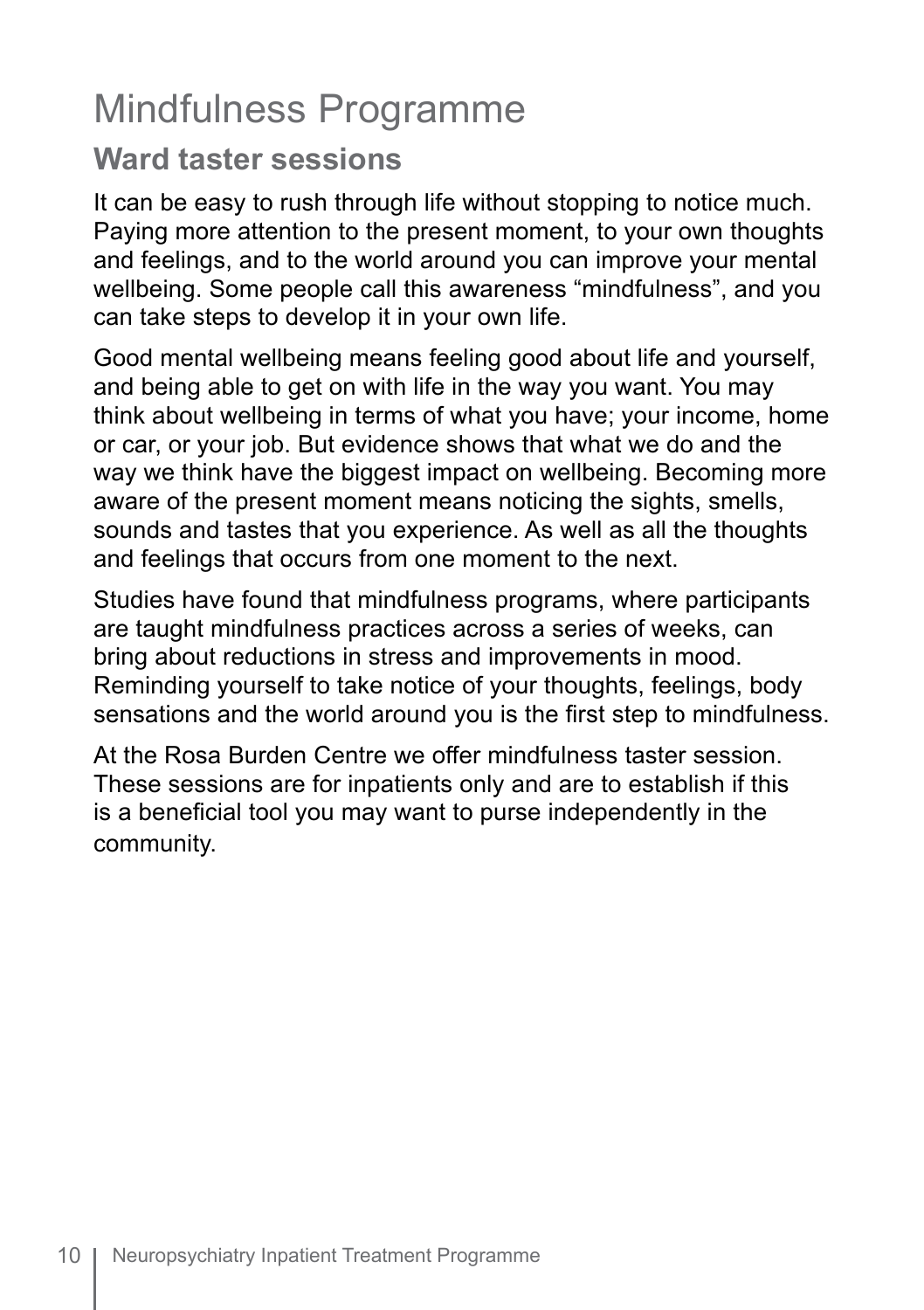# Mindfulness Programme

## Ward taster sessions

It can be easy to rush through life without stopping to notice much. Paying more attention to the present moment, to your own thoughts and feelings, and to the world around you can improve your mental wellbeing. Some people call this awareness “mindfulness”, and you can take steps to develop it in your own life.

Good mental wellbeing means feeling good about life and yourself, and being able to get on with life in the way you want. You may think about wellbeing in terms of what you have; your income, home or car, or your job. But evidence shows that what we do and the way we think have the biggest impact on wellbeing. Becoming more aware of the present moment means noticing the sights, smells, sounds and tastes that you experience. As well as all the thoughts and feelings that occurs from one moment to the next.

Studies have found that mindfulness programs, where participants are taught mindfulness practices across a series of weeks, can bring about reductions in stress and improvements in mood. Reminding yourself to take notice of your thoughts, feelings, body sensations and the world around you is the first step to mindfulness.

At the Rosa Burden Centre we offer mindfulness taster session. These sessions are for inpatients only and are to establish if this is a beneficial tool you may want to purse independently in the community.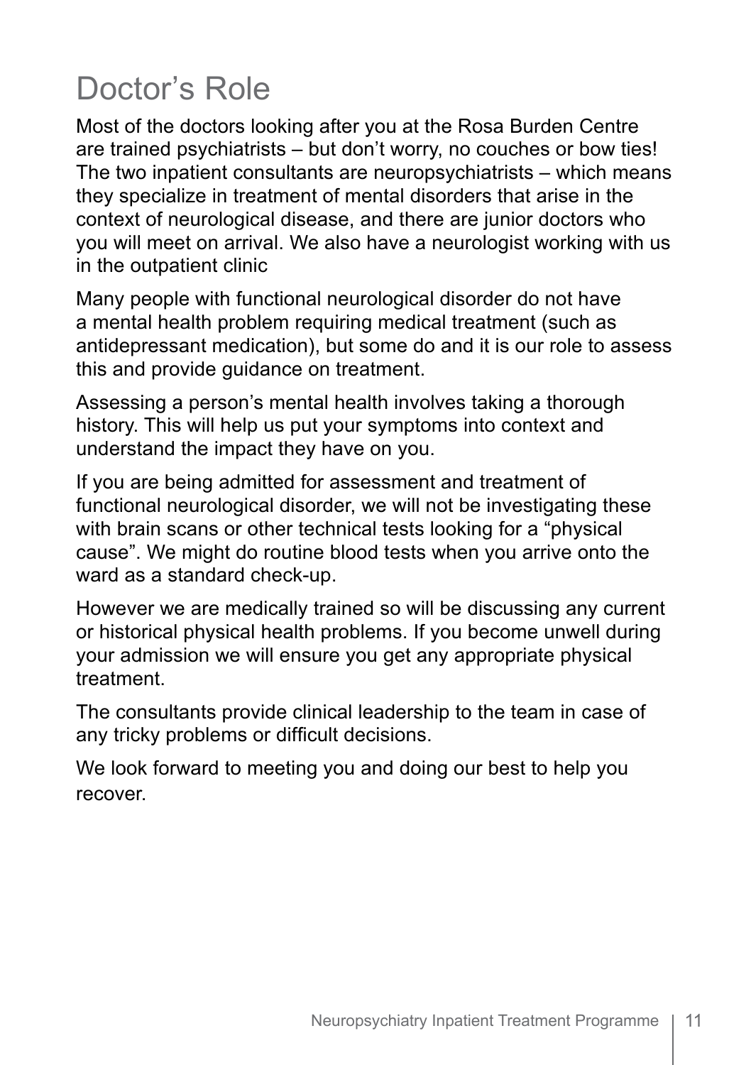# Doctor's Role

Most of the doctors looking after you at the Rosa Burden Centre are trained psychiatrists – but don't worry, no couches or bow ties! The two inpatient consultants are neuropsychiatrists – which means they specialize in treatment of mental disorders that arise in the context of neurological disease, and there are junior doctors who you will meet on arrival. We also have a neurologist working with us in the outpatient clinic

Many people with functional neurological disorder do not have a mental health problem requiring medical treatment (such as antidepressant medication), but some do and it is our role to assess this and provide guidance on treatment.

Assessing a person's mental health involves taking a thorough history. This will help us put your symptoms into context and understand the impact they have on you.

If you are being admitted for assessment and treatment of functional neurological disorder, we will not be investigating these with brain scans or other technical tests looking for a "physical cause". We might do routine blood tests when you arrive onto the ward as a standard check-up.

However we are medically trained so will be discussing any current or historical physical health problems. If you become unwell during your admission we will ensure you get any appropriate physical treatment.

The consultants provide clinical leadership to the team in case of any tricky problems or difficult decisions.

We look forward to meeting you and doing our best to help you recover.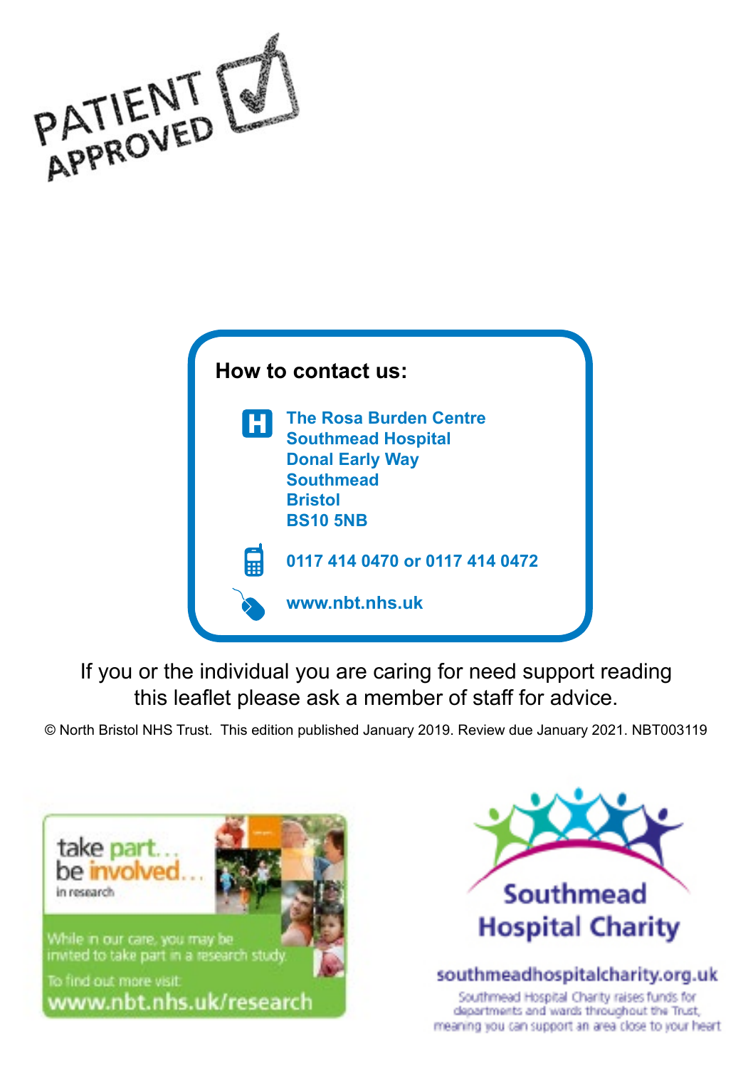PATIENT APPROVED

## How to contact us:

**The Rosa Burden Centre**
**Southmead Hospital**
**Donal Early Way**
**Southmead**
**Bristol**
**BS10 5NB**

**0117 414 0470 or 0117 414 0472**

**www.nbt.nhs.uk**

If you or the individual you are caring for need support reading this leaflet please ask a member of staff for advice.

© North Bristol NHS Trust. This edition published January 2019. Review due January 2021. NBT003119

take part... be involved... in research

While in our care, you may be invited to take part in a research study.

To find out more visit:
www.nbt.nhs.uk/research

Southmead Hospital Charity

southmeadhospitalcharity.org.uk

Southmead Hospital Charity raises funds for departments and wards throughout the Trust, meaning you can support an area close to your heart